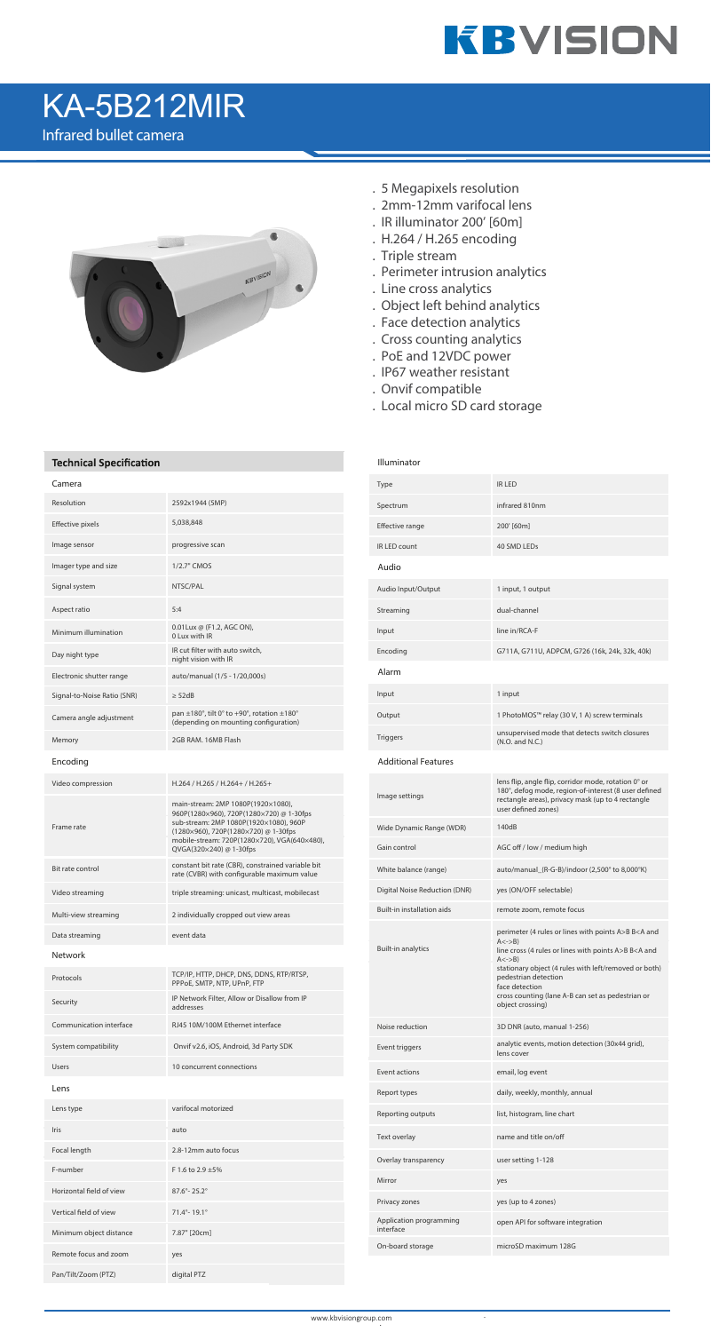# KA-5B212MIR

Infrared bullet camera

- 5 Megapixels resolution
- 2mm-12mm varifocal lens
- IR illuminator 200' [60m]
- H.264 / H.265 encoding
- Triple stream
- Perimeter intrusion analytics
- Line cross analytics
- Object left behind analytics
- Face detection analytics
- Cross counting analytics
- PoE and 12VDC power
- IP67 weather resistant
- Onvif compatible
- Local micro SD card storage

## Technical Specification

### Camera

| | |
|---|---|
| Resolution | 2592x1944 (5MP) |
| Effective pixels | 5,038,848 |
| Image sensor | progressive scan |
| Imager type and size | 1/2.7" CMOS |
| Signal system | NTSC/PAL |
| Aspect ratio | 5:4 |
| Minimum illumination | 0.01Lux @ (F1.2, AGC ON), 0 Lux with IR |
| Day night type | IR cut filter with auto switch, night vision with IR |
| Electronic shutter range | auto/manual (1/5 - 1/20,000s) |
| Signal-to-Noise Ratio (SNR) | ≥ 52dB |
| Camera angle adjustment | pan ±180°, tilt 0° to +90°, rotation ±180° (depending on mounting configuration) |
| Memory | 2GB RAM. 16MB Flash |

### Encoding

| | |
|---|---|
| Video compression | H.264 / H.265 / H.264+ / H.265+ |
| Frame rate | main-stream: 2MP 1080P(1920×1080), 960P(1280×960), 720P(1280×720) @ 1-30fps sub-stream: 2MP 1080P(1920×1080), 960P (1280×960), 720P(1280×720) @ 1-30fps mobile-stream: 720P(1280×720), VGA(640×480), QVGA(320×240) @ 1-30fps |
| Bit rate control | constant bit rate (CBR), constrained variable bit rate (CVBR) with configurable maximum value |
| Video streaming | triple streaming: unicast, multicast, mobilecast |
| Multi-view streaming | 2 individually cropped out view areas |
| Data streaming | event data |

### Network

| | |
|---|---|
| Protocols | TCP/IP, HTTP, DHCP, DNS, DDNS, RTP/RTSP, PPPoE, SMTP, NTP, UPnP, FTP |
| Security | IP Network Filter, Allow or Disallow from IP addresses |
| Communication interface | RJ45 10M/100M Ethernet interface |
| System compatibility | Onvif v2.6, iOS, Android, 3d Party SDK |
| Users | 10 concurrent connections |

### Lens

| | |
|---|---|
| Lens type | varifocal motorized |
| Iris | auto |
| Focal length | 2.8-12mm auto focus |
| F-number | F 1.6 to 2.9 ±5% |
| Horizontal field of view | 87.6°- 25.2° |
| Vertical field of view | 71.4°- 19.1° |
| Minimum object distance | 7.87" [20cm] |
| Remote focus and zoom | yes |
| Pan/Tilt/Zoom (PTZ) | digital PTZ |

### Illuminator

| | |
|---|---|
| Type | IR LED |
| Spectrum | infrared 810nm |
| Effective range | 200' [60m] |
| IR LED count | 40 SMD LEDs |

### Audio

| | |
|---|---|
| Audio Input/Output | 1 input, 1 output |
| Streaming | dual-channel |
| Input | line in/RCA-F |
| Encoding | G711A, G711U, ADPCM, G726 (16k, 24k, 32k, 40k) |

### Alarm

| | |
|---|---|
| Input | 1 input |
| Output | 1 PhotoMOS™ relay (30 V, 1 A) screw terminals |
| Triggers | unsupervised mode that detects switch closures (N.O. and N.C.) |

### Additional Features

| | |
|---|---|
| Image settings | lens flip, angle flip, corridor mode, rotation 0° or 180°, defog mode, region-of-interest (8 user defined rectangle areas), privacy mask (up to 4 rectangle user defined zones) |
| Wide Dynamic Range (WDR) | 140dB |
| Gain control | AGC off / low / medium high |
| White balance (range) | auto/manual_(R-G-B)/indoor (2,500° to 8,000°K) |
| Digital Noise Reduction (DNR) | yes (ON/OFF selectable) |
| Built-in installation aids | remote zoom, remote focus |
| Built-in analytics | perimeter (4 rules or lines with points A>B B<A and A<->B) line cross (4 rules or lines with points A>B B<A and A<->B) stationary object (4 rules with left/removed or both) pedestrian detection face detection cross counting (lane A-B can set as pedestrian or object crossing) |
| Noise reduction | 3D DNR (auto, manual 1-256) |
| Event triggers | analytic events, motion detection (30x44 grid), lens cover |
| Event actions | email, log event |
| Report types | daily, weekly, monthly, annual |
| Reporting outputs | list, histogram, line chart |
| Text overlay | name and title on/off |
| Overlay transparency | user setting 1-128 |
| Mirror | yes |
| Privacy zones | yes (up to 4 zones) |
| Application programming interface | open API for software integration |
| On-board storage | microSD maximum 128G |

www.kbvisiongroup.com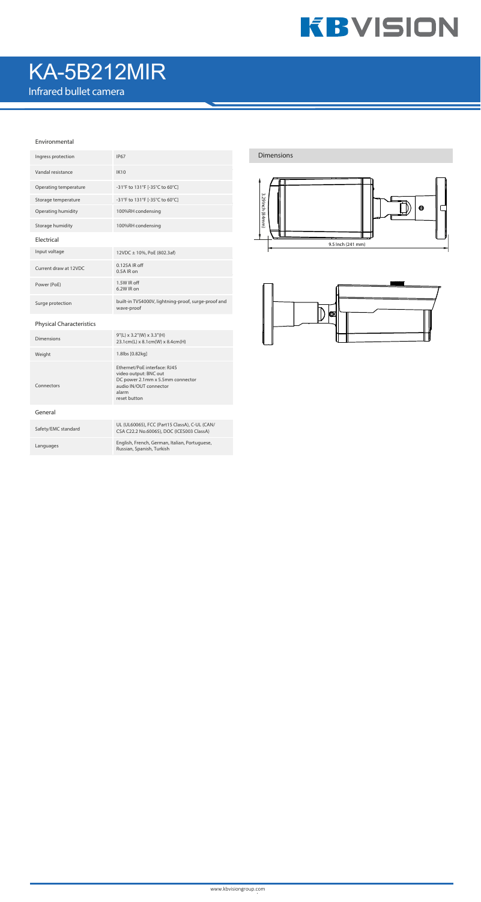# KA-5B212MIR

Infrared bullet camera

## Environmental

| | |
|---|---|
| Ingress protection | IP67 |
| Vandal resistance | IK10 |
| Operating temperature | -31°F to 131°F [-35°C to 60°C] |
| Storage temperature | -31°F to 131°F [-35°C to 60°C] |
| Operating humidity | 100%RH condensing |
| Storage humidity | 100%RH condensing |

## Electrical

| | |
|---|---|
| Input voltage | 12VDC ± 10%, PoE (802.3af) |
| Current draw at 12VDC | 0.125A IR off<br>0.5A IR on |
| Power (PoE) | 1.5W IR off<br>6.2W IR on |
| Surge protection | built-in TVS4000V, lightning-proof, surge-proof and wave-proof |

## Physical Characteristics

| | |
|---|---|
| Dimensions | 9"(L) x 3.2"(W) x 3.3"(H)<br>23.1cm(L) x 8.1cm(W) x 8.4cm(H) |
| Weight | 1.8lbs [0.82kg] |
| Connectors | Ethernet/PoE interface: RJ45<br>video output: BNC out<br>DC power 2.1mm x 5.5mm connector<br>audio IN/OUT connector<br>alarm<br>reset button |

## General

| | |
|---|---|
| Safety/EMC standard | UL (UL60065), FCC (Part15 ClassA), C-UL (CAN/CSA C22.2 No.60065), DOC (ICES003 ClassA) |
| Languages | English, French, German, Italian, Portuguese, Russian, Spanish, Turkish |

## Dimensions

3.29 Inch (84mm)

9.5 Inch (241 mm)

www.kbvisiongroup.com